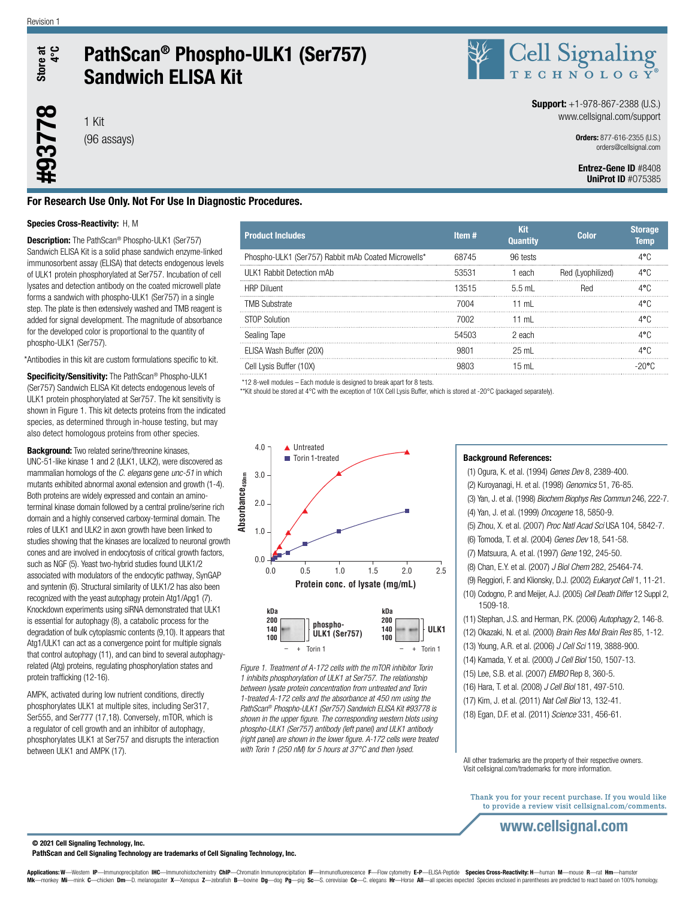Revision 1

Store at 4°C

# PathScan® Phospho-ULK1 (Ser757) Sandwich ELISA Kit

#93778

1 Kit
(96 assays)

**Support:** +1-978-867-2388 (U.S.)
www.cellsignal.com/support

**Orders:** 877-616-2355 (U.S.)
orders@cellsignal.com

**Entrez-Gene ID** #8408
**UniProt ID** #O75385

**For Research Use Only. Not For Use In Diagnostic Procedures.**

**Species Cross-Reactivity:** H, M

**Description:** The PathScan® Phospho-ULK1 (Ser757) Sandwich ELISA Kit is a solid phase sandwich enzyme-linked immunosorbent assay (ELISA) that detects endogenous levels of ULK1 protein phosphorylated at Ser757. Incubation of cell lysates and detection antibody on the coated microwell plate forms a sandwich with phospho-ULK1 (Ser757) in a single step. The plate is then extensively washed and TMB reagent is added for signal development. The magnitude of absorbance for the developed color is proportional to the quantity of phospho-ULK1 (Ser757).

*Antibodies in this kit are custom formulations specific to kit.

**Specificity/Sensitivity:** The PathScan® Phospho-ULK1 (Ser757) Sandwich ELISA Kit detects endogenous levels of ULK1 protein phosphorylated at Ser757. The kit sensitivity is shown in Figure 1. This kit detects proteins from the indicated species, as determined through in-house testing, but may also detect homologous proteins from other species.

**Background:** Two related serine/threonine kinases, UNC-51-like kinase 1 and 2 (ULK1, ULK2), were discovered as mammalian homologs of the *C. elegans* gene *unc-51* in which mutants exhibited abnormal axonal extension and growth (1-4). Both proteins are widely expressed and contain an amino-terminal kinase domain followed by a central proline/serine rich domain and a highly conserved carboxy-terminal domain. The roles of ULK1 and ULK2 in axon growth have been linked to studies showing that the kinases are localized to neuronal growth cones and are involved in endocytosis of critical growth factors, such as NGF (5). Yeast two-hybrid studies found ULK1/2 associated with modulators of the endocytic pathway, SynGAP and syntenin (6). Structural similarity of ULK1/2 has also been recognized with the yeast autophagy protein Atg1/Apg1 (7). Knockdown experiments using siRNA demonstrated that ULK1 is essential for autophagy (8), a catabolic process for the degradation of bulk cytoplasmic contents (9,10). It appears that Atg1/ULK1 can act as a convergence point for multiple signals that control autophagy (11), and can bind to several autophagy-related (Atg) proteins, regulating phosphorylation states and protein trafficking (12-16).

AMPK, activated during low nutrient conditions, directly phosphorylates ULK1 at multiple sites, including Ser317, Ser555, and Ser777 (17,18). Conversely, mTOR, which is a regulator of cell growth and an inhibitor of autophagy, phosphorylates ULK1 at Ser757 and disrupts the interaction between ULK1 and AMPK (17).

| Product Includes | Item # | Kit Quantity | Color | Storage Temp |
|---|---|---|---|---|
| Phospho-ULK1 (Ser757) Rabbit mAb Coated Microwells* | 68745 | 96 tests | | 4°C |
| ULK1 Rabbit Detection mAb | 53531 | 1 each | Red (Lyophilized) | 4°C |
| HRP Diluent | 13515 | 5.5 mL | Red | 4°C |
| TMB Substrate | 7004 | 11 mL | | 4°C |
| STOP Solution | 7002 | 11 mL | | 4°C |
| Sealing Tape | 54503 | 2 each | | 4°C |
| ELISA Wash Buffer (20X) | 9801 | 25 mL | | 4°C |
| Cell Lysis Buffer (10X) | 9803 | 15 mL | | -20°C |

*12 8-well modules – Each module is designed to break apart for 8 tests.
**Kit should be stored at 4°C with the exception of 10X Cell Lysis Buffer, which is stored at -20°C (packaged separately).

*Figure 1. Treatment of A-172 cells with the mTOR inhibitor Torin 1 inhibits phosphorylation of ULK1 at Ser757. The relationship between lysate protein concentration from untreated and Torin 1-treated A-172 cells and the absorbance at 450 nm using the PathScan® Phospho-ULK1 (Ser757) Sandwich ELISA Kit #93778 is shown in the upper figure. The corresponding western blots using phospho-ULK1 (Ser757) antibody (left panel) and ULK1 antibody (right panel) are shown in the lower figure. A-172 cells were treated with Torin 1 (250 nM) for 5 hours at 37°C and then lysed.*

**Background References:**

(1) Ogura, K. et al. (1994) *Genes Dev* 8, 2389-400.
(2) Kuroyanagi, H. et al. (1998) *Genomics* 51, 76-85.
(3) Yan, J. et al. (1998) *Biochem Biophys Res Commun* 246, 222-7.
(4) Yan, J. et al. (1999) *Oncogene* 18, 5850-9.
(5) Zhou, X. et al. (2007) *Proc Natl Acad Sci USA* 104, 5842-7.
(6) Tomoda, T. et al. (2004) *Genes Dev* 18, 541-58.
(7) Matsuura, A. et al. (1997) *Gene* 192, 245-50.
(8) Chan, E.Y. et al. (2007) *J Biol Chem* 282, 25464-74.
(9) Reggiori, F. and Klionsky, D.J. (2002) *Eukaryot Cell* 1, 11-21.
(10) Codogno, P. and Meijer, A.J. (2005) *Cell Death Differ* 12 Suppl 2, 1509-18.
(11) Stephan, J.S. and Herman, P.K. (2006) *Autophagy* 2, 146-8.
(12) Okazaki, N. et al. (2000) *Brain Res Mol Brain Res* 85, 1-12.
(13) Young, A.R. et al. (2006) *J Cell Sci* 119, 3888-900.
(14) Kamada, Y. et al. (2000) *J Cell Biol* 150, 1507-13.
(15) Lee, S.B. et al. (2007) *EMBO Rep* 8, 360-5.
(16) Hara, T. et al. (2008) *J Cell Biol* 181, 497-510.
(17) Kim, J. et al. (2011) *Nat Cell Biol* 13, 132-41.
(18) Egan, D.F. et al. (2011) *Science* 331, 456-61.

All other trademarks are the property of their respective owners. Visit cellsignal.com/trademarks for more information.

Thank you for your recent purchase. If you would like to provide a review visit cellsignal.com/comments.

www.cellsignal.com

© 2021 Cell Signaling Technology, Inc.
PathScan and Cell Signaling Technology are trademarks of Cell Signaling Technology, Inc.

**Applications: W**—Western **IP**—Immunoprecipitation **IHC**—Immunohistochemistry **ChIP**—Chromatin Immunoprecipitation **IF**—Immunofluorescence **F**—Flow cytometry **E-P**—ELISA-Peptide **Species Cross-Reactivity: H**—human **M**—mouse **R**—rat **Hm**—hamster **Mk**—monkey **Mi**—mink **C**—chicken **Dm**—D. melanogaster **X**—Xenopus **Z**—zebrafish **B**—bovine **Dg**—dog **Pg**—pig **Sc**—S. cerevisiae **Ce**—C. elegans **Hr**—Horse **All**—all species expected Species enclosed in parentheses are predicted to react based on 100% homology.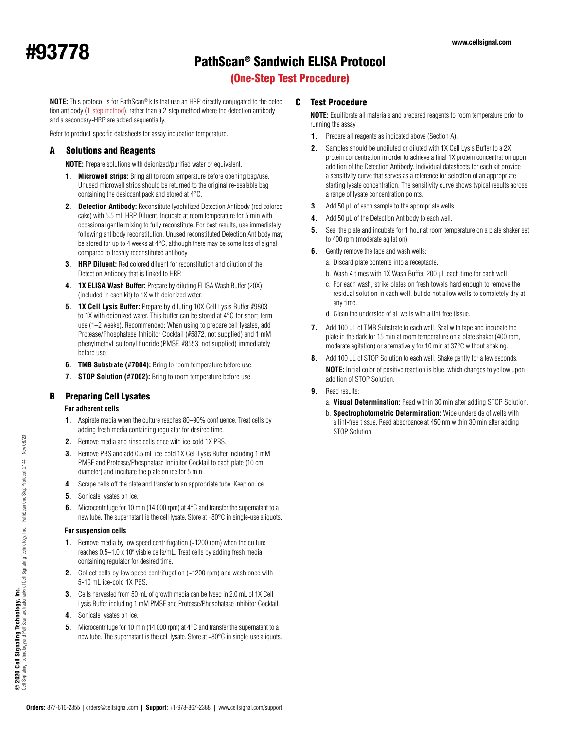# #93778

## PathScan® Sandwich ELISA Protocol

### (One-Step Test Procedure)

**NOTE:** This protocol is for PathScan® kits that use an HRP directly conjugated to the detection antibody (1-step method), rather than a 2-step method where the detection antibody and a secondary-HRP are added sequentially.

Refer to product-specific datasheets for assay incubation temperature.

## A Solutions and Reagents

**NOTE:** Prepare solutions with deionized/purified water or equivalent.

1. **Microwell strips:** Bring all to room temperature before opening bag/use. Unused microwell strips should be returned to the original re-sealable bag containing the desiccant pack and stored at 4°C.
2. **Detection Antibody:** Reconstitute lyophilized Detection Antibody (red colored cake) with 5.5 mL HRP Diluent. Incubate at room temperature for 5 min with occasional gentle mixing to fully reconstitute. For best results, use immediately following antibody reconstitution. Unused reconstituted Detection Antibody may be stored for up to 4 weeks at 4°C, although there may be some loss of signal compared to freshly reconstituted antibody.
3. **HRP Diluent:** Red colored diluent for reconstitution and dilution of the Detection Antibody that is linked to HRP.
4. **1X ELISA Wash Buffer:** Prepare by diluting ELISA Wash Buffer (20X) (included in each kit) to 1X with deionized water.
5. **1X Cell Lysis Buffer:** Prepare by diluting 10X Cell Lysis Buffer #9803 to 1X with deionized water. This buffer can be stored at 4°C for short-term use (1–2 weeks). Recommended: When using to prepare cell lysates, add Protease/Phosphatase Inhibitor Cocktail (#5872, not supplied) and 1 mM phenylmethyl-sulfonyl fluoride (PMSF, #8553, not supplied) immediately before use.
6. **TMB Substrate (#7004):** Bring to room temperature before use.
7. **STOP Solution (#7002):** Bring to room temperature before use.

## B Preparing Cell Lysates

**For adherent cells**

1. Aspirate media when the culture reaches 80–90% confluence. Treat cells by adding fresh media containing regulator for desired time.
2. Remove media and rinse cells once with ice-cold 1X PBS.
3. Remove PBS and add 0.5 mL ice-cold 1X Cell Lysis Buffer including 1 mM PMSF and Protease/Phosphatase Inhibitor Cocktail to each plate (10 cm diameter) and incubate the plate on ice for 5 min.
4. Scrape cells off the plate and transfer to an appropriate tube. Keep on ice.
5. Sonicate lysates on ice.
6. Microcentrifuge for 10 min (14,000 rpm) at 4°C and transfer the supernatant to a new tube. The supernatant is the cell lysate. Store at –80°C in single-use aliquots.

**For suspension cells**

1. Remove media by low speed centrifugation (~1200 rpm) when the culture reaches 0.5–1.0 x $10^6$ viable cells/mL. Treat cells by adding fresh media containing regulator for desired time.
2. Collect cells by low speed centrifugation (~1200 rpm) and wash once with 5-10 mL ice-cold 1X PBS.
3. Cells harvested from 50 mL of growth media can be lysed in 2.0 mL of 1X Cell Lysis Buffer including 1 mM PMSF and Protease/Phosphatase Inhibitor Cocktail.
4. Sonicate lysates on ice.
5. Microcentrifuge for 10 min (14,000 rpm) at 4°C and transfer the supernatant to a new tube. The supernatant is the cell lysate. Store at –80°C in single-use aliquots.

## C Test Procedure

**NOTE:** Equilibrate all materials and prepared reagents to room temperature prior to running the assay.

1. Prepare all reagents as indicated above (Section A).
2. Samples should be undiluted or diluted with 1X Cell Lysis Buffer to a 2X protein concentration in order to achieve a final 1X protein concentration upon addition of the Detection Antibody. Individual datasheets for each kit provide a sensitivity curve that serves as a reference for selection of an appropriate starting lysate concentration. The sensitivity curve shows typical results across a range of lysate concentration points.
3. Add 50 µL of each sample to the appropriate wells.
4. Add 50 µL of the Detection Antibody to each well.
5. Seal the plate and incubate for 1 hour at room temperature on a plate shaker set to 400 rpm (moderate agitation).
6. Gently remove the tape and wash wells:
   a. Discard plate contents into a receptacle.
   b. Wash 4 times with 1X Wash Buffer, 200 µL each time for each well.
   c. For each wash, strike plates on fresh towels hard enough to remove the residual solution in each well, but do not allow wells to completely dry at any time.
   d. Clean the underside of all wells with a lint-free tissue.
7. Add 100 µL of TMB Substrate to each well. Seal with tape and incubate the plate in the dark for 15 min at room temperature on a plate shaker (400 rpm, moderate agitation) or alternatively for 10 min at 37°C without shaking.
8. Add 100 µL of STOP Solution to each well. Shake gently for a few seconds.

   **NOTE:** Initial color of positive reaction is blue, which changes to yellow upon addition of STOP Solution.
9. Read results:
   a. **Visual Determination:** Read within 30 min after adding STOP Solution.
   b. **Spectrophotometric Determination:** Wipe underside of wells with a lint-free tissue. Read absorbance at 450 nm within 30 min after adding STOP Solution.

© 2020 Cell Signaling Technology, Inc.
Cell Signaling Technology and PathScan are trademarks of Cell Signaling Technology, Inc. PathScan One Step Protocol_2144 New 08/20

**Orders:** 877-616-2355 | orders@cellsignal.com | **Support:** +1-978-867-2388 | www.cellsignal.com/support